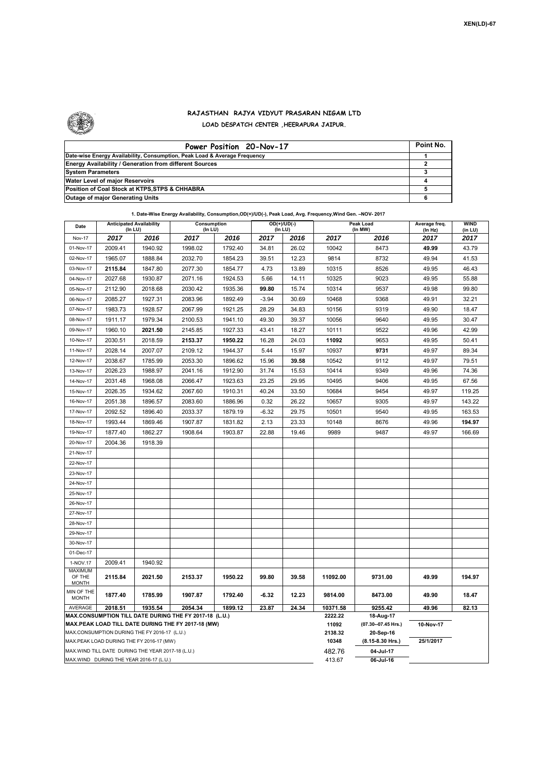XEN(LD)-67

# RAJASTHAN RAJYA VIDYUT PRASARAN NIGAM LTD

## LOAD DESPATCH CENTER ,HEERAPURA JAIPUR.

| Power Position 20-Nov-17 | Point No. |
|---|---|
| Date-wise Energy Availability, Consumption, Peak Load & Average Frequency | 1 |
| Energy Availability / Generation from different Sources | 2 |
| System Parameters | 3 |
| Water Level of major Reservoirs | 4 |
| Position of Coal Stock at KTPS,STPS & CHHABRA | 5 |
| Outage of major Generating Units | 6 |

**1. Date-Wise Energy Availability, Consumption,OD(+)/UD(-), Peak Load, Avg. Frequency,Wind Gen. –NOV- 2017**

| Date | Anticipated Availability (In LU) | | Consumption (In LU) | | OD(+)/UD(-) (In LU) | | Peak Load (In MW) | | Average freq. (In Hz) | WIND (in LU) |
|---|---|---|---|---|---|---|---|---|---|---|
| Nov-17 | 2017 | 2016 | 2017 | 2016 | 2017 | 2016 | 2017 | 2016 | 2017 | 2017 |
| 01-Nov-17 | 2009.41 | 1940.92 | 1998.02 | 1792.40 | 34.81 | 26.02 | 10042 | 8473 | 49.99 | 43.79 |
| 02-Nov-17 | 1965.07 | 1888.84 | 2032.70 | 1854.23 | 39.51 | 12.23 | 9814 | 8732 | 49.94 | 41.53 |
| 03-Nov-17 | 2115.84 | 1847.80 | 2077.30 | 1854.77 | 4.73 | 13.89 | 10315 | 8526 | 49.95 | 46.43 |
| 04-Nov-17 | 2027.68 | 1930.87 | 2071.16 | 1924.53 | 5.66 | 14.11 | 10325 | 9023 | 49.95 | 55.88 |
| 05-Nov-17 | 2112.90 | 2018.68 | 2030.42 | 1935.36 | 99.80 | 15.74 | 10314 | 9537 | 49.98 | 99.80 |
| 06-Nov-17 | 2085.27 | 1927.31 | 2083.96 | 1892.49 | -3.94 | 30.69 | 10468 | 9368 | 49.91 | 32.21 |
| 07-Nov-17 | 1983.73 | 1928.57 | 2067.99 | 1921.25 | 28.29 | 34.83 | 10156 | 9319 | 49.90 | 18.47 |
| 08-Nov-17 | 1911.17 | 1979.34 | 2100.53 | 1941.10 | 49.30 | 39.37 | 10056 | 9640 | 49.95 | 30.47 |
| 09-Nov-17 | 1960.10 | 2021.50 | 2145.85 | 1927.33 | 43.41 | 18.27 | 10111 | 9522 | 49.96 | 42.99 |
| 10-Nov-17 | 2030.51 | 2018.59 | 2153.37 | 1950.22 | 16.28 | 24.03 | 11092 | 9653 | 49.95 | 50.41 |
| 11-Nov-17 | 2028.14 | 2007.07 | 2109.12 | 1944.37 | 5.44 | 15.97 | 10937 | 9731 | 49.97 | 89.34 |
| 12-Nov-17 | 2038.67 | 1785.99 | 2053.30 | 1896.62 | 15.96 | 39.58 | 10542 | 9112 | 49.97 | 79.51 |
| 13-Nov-17 | 2026.23 | 1988.97 | 2041.16 | 1912.90 | 31.74 | 15.53 | 10414 | 9349 | 49.96 | 74.36 |
| 14-Nov-17 | 2031.48 | 1968.08 | 2066.47 | 1923.63 | 23.25 | 29.95 | 10495 | 9406 | 49.95 | 67.56 |
| 15-Nov-17 | 2026.35 | 1934.62 | 2067.60 | 1910.31 | 40.24 | 33.50 | 10684 | 9454 | 49.97 | 119.25 |
| 16-Nov-17 | 2051.38 | 1896.57 | 2083.60 | 1886.96 | 0.32 | 26.22 | 10657 | 9305 | 49.97 | 143.22 |
| 17-Nov-17 | 2092.52 | 1896.40 | 2033.37 | 1879.19 | -6.32 | 29.75 | 10501 | 9540 | 49.95 | 163.53 |
| 18-Nov-17 | 1993.44 | 1869.46 | 1907.87 | 1831.82 | 2.13 | 23.33 | 10148 | 8676 | 49.96 | 194.97 |
| 19-Nov-17 | 1877.40 | 1862.27 | 1908.64 | 1903.87 | 22.88 | 19.46 | 9989 | 9487 | 49.97 | 166.69 |
| 20-Nov-17 | 2004.36 | 1918.39 | | | | | | | | |
| 21-Nov-17 | | | | | | | | | | |
| 22-Nov-17 | | | | | | | | | | |
| 23-Nov-17 | | | | | | | | | | |
| 24-Nov-17 | | | | | | | | | | |
| 25-Nov-17 | | | | | | | | | | |
| 26-Nov-17 | | | | | | | | | | |
| 27-Nov-17 | | | | | | | | | | |
| 28-Nov-17 | | | | | | | | | | |
| 29-Nov-17 | | | | | | | | | | |
| 30-Nov-17 | | | | | | | | | | |
| 01-Dec-17 | | | | | | | | | | |
| 1-NOV.17 | 2009.41 | 1940.92 | | | | | | | | |
| MAXIMUM OF THE MONTH | 2115.84 | 2021.50 | 2153.37 | 1950.22 | 99.80 | 39.58 | 11092.00 | 9731.00 | 49.99 | 194.97 |
| MIN OF THE MONTH | 1877.40 | 1785.99 | 1907.87 | 1792.40 | -6.32 | 12.23 | 9814.00 | 8473.00 | 49.90 | 18.47 |
| AVERAGE | 2018.51 | 1935.54 | 2054.34 | 1899.12 | 23.87 | 24.34 | 10371.58 | 9255.42 | 49.96 | 82.13 |

| | | | |
|---|---|---|---|
| MAX.CONSUMPTION TILL DATE DURING THE FY 2017-18 (L.U.) | 2222.22 | 18-Aug-17 | |
| MAX.PEAK LOAD TILL DATE DURING THE FY 2017-18 (MW) | 11092 | (07.30--07.45 Hrs.) | 10-Nov-17 |
| MAX.CONSUMPTION DURING THE FY 2016-17 (L.U.) | 2138.32 | 20-Sep-16 | |
| MAX.PEAK LOAD DURING THE FY 2016-17 (MW) | 10348 | (8.15-8.30 Hrs.) | 25/1/2017 |
| MAX.WIND TILL DATE DURING THE YEAR 2017-18 (L.U.) | 482.76 | 04-Jul-17 | |
| MAX.WIND DURING THE YEAR 2016-17 (L.U.) | 413.67 | 06-Jul-16 | |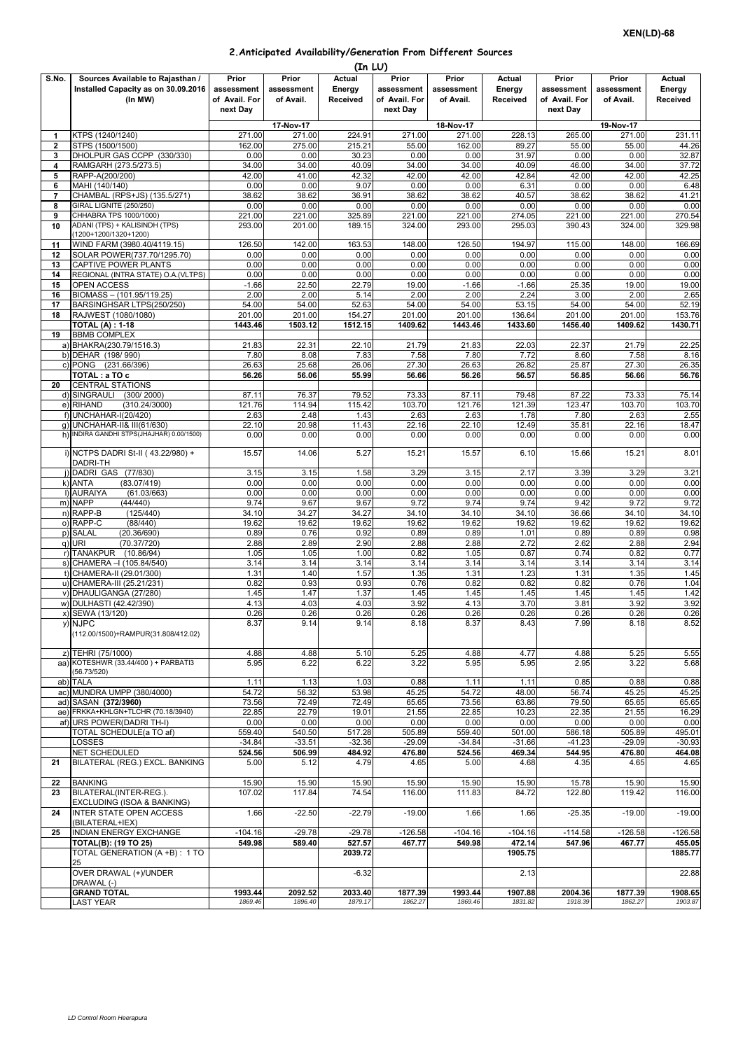**XEN(LD)-68**

## 2.Anticipated Availability/Generation From Different Sources

**(In LU)**

| S.No. | Sources Available to Rajasthan / Installed Capacity as on 30.09.2016 (In MW) | Prior assessment of Avail. For next Day | Prior assessment of Avail. | Actual Energy Received | Prior assessment of Avail. For next Day | Prior assessment of Avail. | Actual Energy Received | Prior assessment of Avail. For next Day | Prior assessment of Avail. | Actual Energy Received |
|---|---|---|---|---|---|---|---|---|---|---|
| | | 17-Nov-17 | | | 18-Nov-17 | | | 19-Nov-17 | | |
| 1 | KTPS (1240/1240) | 271.00 | 271.00 | 224.91 | 271.00 | 271.00 | 228.13 | 265.00 | 271.00 | 231.11 |
| 2 | STPS (1500/1500) | 162.00 | 275.00 | 215.21 | 55.00 | 162.00 | 89.27 | 55.00 | 55.00 | 44.26 |
| 3 | DHOLPUR GAS CCPP (330/330) | 0.00 | 0.00 | 30.23 | 0.00 | 0.00 | 31.97 | 0.00 | 0.00 | 32.87 |
| 4 | RAMGARH (273.5/273.5) | 34.00 | 34.00 | 40.09 | 34.00 | 34.00 | 40.09 | 46.00 | 34.00 | 37.72 |
| 5 | RAPP-A(200/200) | 42.00 | 41.00 | 42.32 | 42.00 | 42.00 | 42.84 | 42.00 | 42.00 | 42.25 |
| 6 | MAHI (140/140) | 0.00 | 0.00 | 9.07 | 0.00 | 0.00 | 6.31 | 0.00 | 0.00 | 6.48 |
| 7 | CHAMBAL (RPS+JS) (135.5/271) | 38.62 | 38.62 | 36.91 | 38.62 | 38.62 | 40.57 | 38.62 | 38.62 | 41.21 |
| 8 | GIRAL LIGNITE (250/250) | 0.00 | 0.00 | 0.00 | 0.00 | 0.00 | 0.00 | 0.00 | 0.00 | 0.00 |
| 9 | CHHABRA TPS 1000/1000) | 221.00 | 221.00 | 325.89 | 221.00 | 221.00 | 274.05 | 221.00 | 221.00 | 270.54 |
| 10 | ADANI (TPS) + KALISINDH (TPS) (1200+1200/1320+1200) | 293.00 | 201.00 | 189.15 | 324.00 | 293.00 | 295.03 | 390.43 | 324.00 | 329.98 |
| 11 | WIND FARM (3980.40/4119.15) | 126.50 | 142.00 | 163.53 | 148.00 | 126.50 | 194.97 | 115.00 | 148.00 | 166.69 |
| 12 | SOLAR POWER(737.70/1295.70) | 0.00 | 0.00 | 0.00 | 0.00 | 0.00 | 0.00 | 0.00 | 0.00 | 0.00 |
| 13 | CAPTIVE POWER PLANTS | 0.00 | 0.00 | 0.00 | 0.00 | 0.00 | 0.00 | 0.00 | 0.00 | 0.00 |
| 14 | REGIONAL (INTRA STATE) O.A.(VLTPS) | 0.00 | 0.00 | 0.00 | 0.00 | 0.00 | 0.00 | 0.00 | 0.00 | 0.00 |
| 15 | OPEN ACCESS | -1.66 | 22.50 | 22.79 | 19.00 | -1.66 | -1.66 | 25.35 | 19.00 | 19.00 |
| 16 | BIOMASS – (101.95/119.25) | 2.00 | 2.00 | 5.14 | 2.00 | 2.00 | 2.24 | 3.00 | 2.00 | 2.65 |
| 17 | BARSINGHSAR LTPS(250/250) | 54.00 | 54.00 | 52.63 | 54.00 | 54.00 | 53.15 | 54.00 | 54.00 | 52.19 |
| 18 | RAJWEST (1080/1080) | 201.00 | 201.00 | 154.27 | 201.00 | 201.00 | 136.64 | 201.00 | 201.00 | 153.76 |
| | **TOTAL (A) : 1-18** | **1443.46** | **1503.12** | **1512.15** | **1409.62** | **1443.46** | **1433.60** | **1456.40** | **1409.62** | **1430.71** |
| 19 | BBMB COMPLEX | | | | | | | | | |
| | a) BHAKRA(230.79/1516.3) | 21.83 | 22.31 | 22.10 | 21.79 | 21.83 | 22.03 | 22.37 | 21.79 | 22.25 |
| | b) DEHAR (198/ 990) | 7.80 | 8.08 | 7.83 | 7.58 | 7.80 | 7.72 | 8.60 | 7.58 | 8.16 |
| | c) PONG (231.66/396) | 26.63 | 25.68 | 26.06 | 27.30 | 26.63 | 26.82 | 25.87 | 27.30 | 26.35 |
| | **TOTAL : a TO c** | **56.26** | **56.06** | **55.99** | **56.66** | **56.26** | **56.57** | **56.85** | **56.66** | **56.76** |
| 20 | CENTRAL STATIONS | | | | | | | | | |
| | d) SINGRAULI (300/ 2000) | 87.11 | 76.37 | 79.52 | 73.33 | 87.11 | 79.48 | 87.22 | 73.33 | 75.14 |
| | e) RIHAND (310.24/3000) | 121.76 | 114.94 | 115.42 | 103.70 | 121.76 | 121.39 | 123.47 | 103.70 | 103.70 |
| | f) UNCHAHAR-I(20/420) | 2.63 | 2.48 | 1.43 | 2.63 | 2.63 | 1.78 | 7.80 | 2.63 | 2.55 |
| | g) UNCHAHAR-II& III(61/630) | 22.10 | 20.98 | 11.43 | 22.16 | 22.10 | 12.49 | 35.81 | 22.16 | 18.47 |
| | h) INDIRA GANDHI STPS(JHAJHAR) 0.00/1500) | 0.00 | 0.00 | 0.00 | 0.00 | 0.00 | 0.00 | 0.00 | 0.00 | 0.00 |
| | i) NCTPS DADRI St-II ( 43.22/980) + DADRI-TH | 15.57 | 14.06 | 5.27 | 15.21 | 15.57 | 6.10 | 15.66 | 15.21 | 8.01 |
| | j) DADRI GAS (77/830) | 3.15 | 3.15 | 1.58 | 3.29 | 3.15 | 2.17 | 3.39 | 3.29 | 3.21 |
| | k) ANTA (83.07/419) | 0.00 | 0.00 | 0.00 | 0.00 | 0.00 | 0.00 | 0.00 | 0.00 | 0.00 |
| | l) AURAIYA (61.03/663) | 0.00 | 0.00 | 0.00 | 0.00 | 0.00 | 0.00 | 0.00 | 0.00 | 0.00 |
| | m) NAPP (44/440) | 9.74 | 9.67 | 9.67 | 9.72 | 9.74 | 9.74 | 9.42 | 9.72 | 9.72 |
| | n) RAPP-B (125/440) | 34.10 | 34.27 | 34.27 | 34.10 | 34.10 | 34.10 | 36.66 | 34.10 | 34.10 |
| | o) RAPP-C (88/440) | 19.62 | 19.62 | 19.62 | 19.62 | 19.62 | 19.62 | 19.62 | 19.62 | 19.62 |
| | p) SALAL (20.36/690) | 0.89 | 0.76 | 0.92 | 0.89 | 0.89 | 1.01 | 0.89 | 0.89 | 0.98 |
| | q) URI (70.37/720) | 2.88 | 2.89 | 2.90 | 2.88 | 2.88 | 2.72 | 2.62 | 2.88 | 2.94 |
| | r) TANAKPUR (10.86/94) | 1.05 | 1.05 | 1.00 | 0.82 | 1.05 | 0.87 | 0.74 | 0.82 | 0.77 |
| | s) CHAMERA –I (105.84/540) | 3.14 | 3.14 | 3.14 | 3.14 | 3.14 | 3.14 | 3.14 | 3.14 | 3.14 |
| | t) CHAMERA-II (29.01/300) | 1.31 | 1.40 | 1.57 | 1.35 | 1.31 | 1.23 | 1.31 | 1.35 | 1.45 |
| | u) CHAMERA-III (25.21/231) | 0.82 | 0.93 | 0.93 | 0.76 | 0.82 | 0.82 | 0.82 | 0.76 | 1.04 |
| | v) DHAULIGANGA (27/280) | 1.45 | 1.47 | 1.37 | 1.45 | 1.45 | 1.45 | 1.45 | 1.45 | 1.42 |
| | w) DULHASTI (42.42/390) | 4.13 | 4.03 | 4.03 | 3.92 | 4.13 | 3.70 | 3.81 | 3.92 | 3.92 |
| | x) SEWA (13/120) | 0.26 | 0.26 | 0.26 | 0.26 | 0.26 | 0.26 | 0.26 | 0.26 | 0.26 |
| | y) NJPC (112.00/1500)+RAMPUR(31.808/412.02) | 8.37 | 9.14 | 9.14 | 8.18 | 8.37 | 8.43 | 7.99 | 8.18 | 8.52 |
| | z) TEHRI (75/1000) | 4.88 | 4.88 | 5.10 | 5.25 | 4.88 | 4.77 | 4.88 | 5.25 | 5.55 |
| | aa) KOTESHWR (33.44/400 ) + PARBATI3 (56.73/520) | 5.95 | 6.22 | 6.22 | 3.22 | 5.95 | 5.95 | 2.95 | 3.22 | 5.68 |
| | ab) TALA | 1.11 | 1.13 | 1.03 | 0.88 | 1.11 | 1.11 | 0.85 | 0.88 | 0.88 |
| | ac) MUNDRA UMPP (380/4000) | 54.72 | 56.32 | 53.98 | 45.25 | 54.72 | 48.00 | 56.74 | 45.25 | 45.25 |
| | ad) SASAN **(372/3960)** | 73.56 | 72.49 | 72.49 | 65.65 | 73.56 | 63.86 | 79.50 | 65.65 | 65.65 |
| | ae) FRKKA+KHLGN+TLCHR (70.18/3940) | 22.85 | 22.79 | 19.01 | 21.55 | 22.85 | 10.23 | 22.35 | 21.55 | 16.29 |
| | af) URS POWER(DADRI TH-I) | 0.00 | 0.00 | 0.00 | 0.00 | 0.00 | 0.00 | 0.00 | 0.00 | 0.00 |
| | TOTAL SCHEDULE(a TO af) | 559.40 | 540.50 | 517.28 | 505.89 | 559.40 | 501.00 | 586.18 | 505.89 | 495.01 |
| | LOSSES | -34.84 | -33.51 | -32.36 | -29.09 | -34.84 | -31.66 | -41.23 | -29.09 | -30.93 |
| | **NET SCHEDULED** | **524.56** | **506.99** | **484.92** | **476.80** | **524.56** | **469.34** | **544.95** | **476.80** | **464.08** |
| 21 | BILATERAL (REG.) EXCL. BANKING | 5.00 | 5.12 | 4.79 | 4.65 | 5.00 | 4.68 | 4.35 | 4.65 | 4.65 |
| 22 | BANKING | 15.90 | 15.90 | 15.90 | 15.90 | 15.90 | 15.90 | 15.78 | 15.90 | 15.90 |
| 23 | BILATERAL(INTER-REG.). EXCLUDING (ISOA & BANKING) | 107.02 | 117.84 | 74.54 | 116.00 | 111.83 | 84.72 | 122.80 | 119.42 | 116.00 |
| 24 | INTER STATE OPEN ACCESS (BILATERAL+IEX) | 1.66 | -22.50 | -22.79 | -19.00 | 1.66 | 1.66 | -25.35 | -19.00 | -19.00 |
| 25 | INDIAN ENERGY EXCHANGE | -104.16 | -29.78 | -29.78 | -126.58 | -104.16 | -104.16 | -114.58 | -126.58 | -126.58 |
| | **TOTAL(B): (19 TO 25)** | **549.98** | **589.40** | **527.57** | **467.77** | **549.98** | **472.14** | **547.96** | **467.77** | **455.05** |
| | TOTAL GENERATION (A +B) : 1 TO 25 | | | **2039.72** | | | **1905.75** | | | **1885.77** |
| | OVER DRAWAL (+)/UNDER DRAWAL (-) | | | -6.32 | | | 2.13 | | | 22.88 |
| | **GRAND TOTAL** | **1993.44** | **2092.52** | **2033.40** | **1877.39** | **1993.44** | **1907.88** | **2004.36** | **1877.39** | **1908.65** |
| | LAST YEAR | *1869.46* | *1896.40* | *1879.17* | *1862.27* | *1869.46* | *1831.82* | *1918.39* | *1862.27* | *1903.87* |

*LD Control Room Heerapura*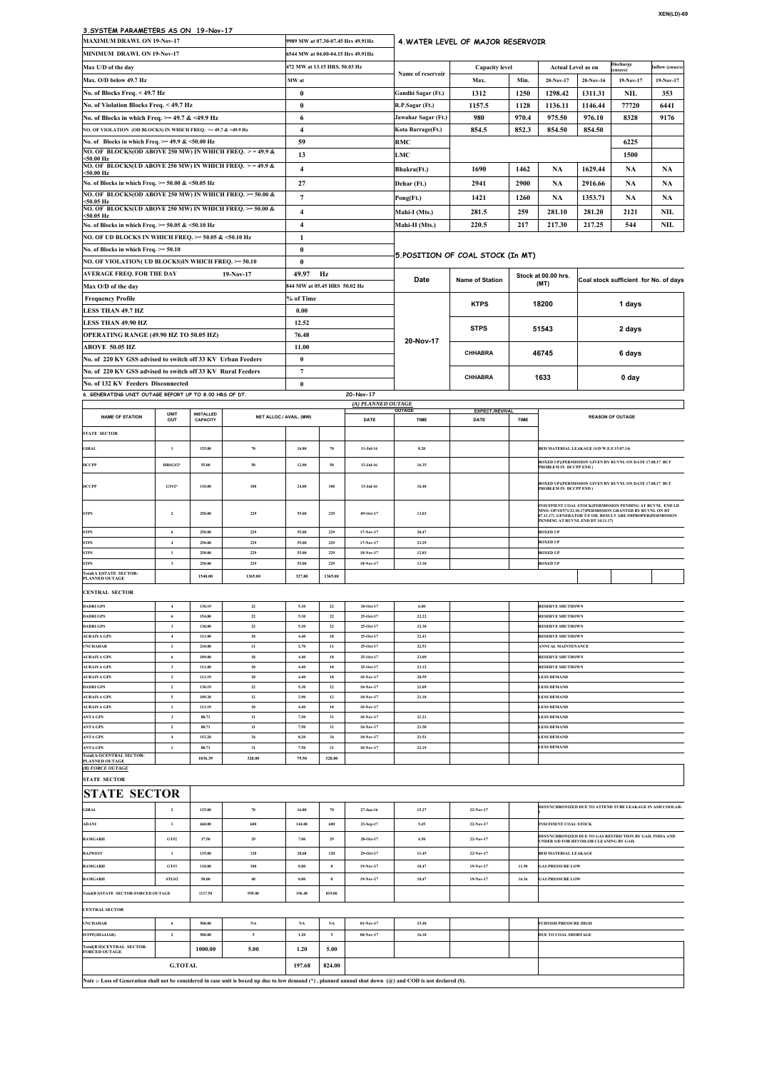## 3.SYSTEM PARAMETERS AS ON 19-Nov-17

| | |
|---|---|
| MAXIMUM DRAWL ON 19-Nov-17 | 9989 MW at 07.30-07.45 Hrs 49.91Hz |
| MINIMUM DRAWL ON 19-Nov-17 | 6544 MW at 04.00-04.15 Hrs 49.91Hz |
| Max U/D of the day | 472 MW at 13.15 HRS. 50.03 Hz |
| Max. O/D below 49.7 Hz | MW at |
| No. of Blocks Freq. < 49.7 Hz | 0 |
| No. of Violation Blocks Freq. < 49.7 Hz | 0 |
| No. of Blocks in which Freq. >= 49.7 & <49.9 Hz | 6 |
| NO. OF VIOLATION (OD BLOCKS) IN WHICH FREQ. >= 49.7 & <49.9 Hz | 4 |
| No. of Blocks in which Freq. >= 49.9 & <50.00 Hz | 59 |
| NO. OF BLOCKS(OD ABOVE 250 MW) IN WHICH FREQ. >= 49.9 & <50.00 Hz | 13 |
| NO. OF BLOCKS(UD ABOVE 250 MW) IN WHICH FREQ. >= 49.9 & <50.00 Hz | 4 |
| No. of Blocks in which Freq. >= 50.00 & <50.05 Hz | 27 |
| NO. OF BLOCKS(OD ABOVE 250 MW) IN WHICH FREQ. >= 50.00 & <50.05 Hz | 7 |
| NO. OF BLOCKS(UD ABOVE 250 MW) IN WHICH FREQ. >= 50.00 & <50.05 Hz | 4 |
| No. of Blocks in which Freq. >= 50.05 & <50.10 Hz | 4 |
| NO. OF UD BLOCKS IN WHICH FREQ. >= 50.05 & <50.10 Hz | 1 |
| No. of Blocks in which Freq. >= 50.10 | 0 |
| NO. OF VIOLATION( UD BLOCKS)IN WHICH FREQ. >= 50.10 | 0 |
| AVERAGE FREQ. FOR THE DAY 19-Nov-17 | 49.97 Hz |
| Max O/D of the day | 844 MW at 05.45 HRS 50.02 Hz |
| Frequency Profile | % of Time |
| LESS THAN 49.7 HZ | 0.00 |
| LESS THAN 49.90 HZ | 12.52 |
| OPERATING RANGE (49.90 HZ TO 50.05 HZ) | 76.48 |
| ABOVE 50.05 HZ | 11.00 |
| No. of 220 KV GSS advised to switch off 33 KV Urban Feeders | 0 |
| No. of 220 KV GSS advised to switch off 33 KV Rural Feeders | 7 |
| No. of 132 KV Feeders Disconnected | 0 |

## 4.WATER LEVEL OF MAJOR RESERVOIR

| Name of reservoir | Capacity level Max. | Capacity level Min. | Actual Level as on 20-Nov-17 | Actual Level as on 20-Nov-16 | Discharge (cusecs) 19-Nov-17 | Inflow (cusecs) 19-Nov-17 |
|---|---|---|---|---|---|---|
| Gandhi Sagar (Ft.) | 1312 | 1250 | 1298.42 | 1311.31 | NIL | 353 |
| R.P.Sagar (Ft.) | 1157.5 | 1128 | 1136.11 | 1146.44 | 77720 | 6441 |
| Jawahar Sagar (Ft.) | 980 | 970.4 | 975.50 | 976.10 | 8328 | 9176 |
| Kota Barrage(Ft.) | 854.5 | 852.3 | 854.50 | 854.50 | | |
| RMC | | | | | 6225 | |
| LMC | | | | | 1500 | |
| Bhakra(Ft.) | 1690 | 1462 | NA | 1629.44 | NA | NA |
| Dehar (Ft.) | 2941 | 2900 | NA | 2916.66 | NA | NA |
| Pong(Ft.) | 1421 | 1260 | NA | 1353.71 | NA | NA |
| Mahi-I (Mts.) | 281.5 | 259 | 281.10 | 281.20 | 2121 | NIL |
| Mahi-II (Mts.) | 220.5 | 217 | 217.30 | 217.25 | 544 | NIL |

## 5.POSITION OF COAL STOCK (In MT)

| Date | Name of Station | Stock at 00.00 hrs. (MT) | Coal stock sufficient for No. of days |
|---|---|---|---|
| 20-Nov-17 | KTPS | 18200 | 1 days |
| | STPS | 51543 | 2 days |
| | CHHABRA | 46745 | 6 days |
| | CHHABRA | 1633 | 0 day |

## 6. GENERATING UNIT OUTAGE REPORT UP TO 8.00 HRS OF DT. 20-Nov-17

### (A) PLANNED OUTAGE

| NAME OF STATION | UNIT OUT | INSTALLED CAPACITY | NET ALLOC./ AVAIL. (MW) | | | OUTAGE DATE | OUTAGE TIME | EXPECT./REVIVAL DATE | EXPECT./REVIVAL TIME | REASON OF OUTAGE |
|---|---|---|---|---|---|---|---|---|---|---|
| STATE SECTOR | | | | | | | | | | |
| GIRAL | 1 | 125.00 | 70 | 16.80 | 70 | 11-Jul-14 | 8.20 | | | BED MATERIAL LEAKAGE (S/D W.E.F.15.07.14) |
| DCCPP | HRSG#2* | 55.00 | 50 | 12.00 | 50 | 13-Jul-16 | 16.35 | | | BOXED UP(PERMISSION GIVEN BY RUVNL ON DATE 17.08.17 BUT PROBLEM IN DCCPP END ) |
| DCCPP | GT#2* | 110.00 | 100 | 24.00 | 100 | 13-Jul-16 | 16.40 | | | BOXED UP(PERMISSION GIVEN BY RUVNL ON DATE 17.08.17 BUT PROBLEM IN DCCPP END ) |
| STPS | 2 | 250.00 | 229 | 55.00 | 229 | 09-Oct-17 | 13.03 | | | INSUFFIENT COAL STOCK(PERMISSION PENDING AT RUVNL END LD MNO. OP/10/571/21.10.17)PERMISSION GRANTED BY RUVNL ON DT 07.11.17) GENERATOR T/F OIL RESULT ARE IMPROPER(PERMISSION PENDING AT RUVNL END DT 10.11.17) |
| STPS | 6 | 250.00 | 229 | 55.00 | 229 | 17-Nov-17 | 20.47 | | | BOXED UP |
| STPS | 4 | 250.00 | 229 | 55.00 | 229 | 17-Nov-17 | 23.29 | | | BOXED UP |
| STPS | 1 | 250.00 | 229 | 55.00 | 229 | 18-Nov-17 | 12.03 | | | BOXED UP |
| STPS | 3 | 250.00 | 229 | 55.00 | 229 | 18-Nov-17 | 13.10 | | | BOXED UP |
| Total(A I)STATE SECTOR-PLANNED OUTAGE | | 1540.00 | 1365.00 | 327.80 | 1365.00 | | | | | |
| CENTRAL SECTOR | | | | | | | | | | |
| DADRI GPS | 4 | 130.19 | 22 | 5.30 | 22 | 18-Oct-17 | 6.00 | | | RESERVE SHUTDOWN |
| DADRI GPS | 6 | 154.00 | 22 | 5.30 | 22 | 25-Oct-17 | 22.22 | | | RESERVE SHUTDOWN |
| DADRI GPS | 3 | 130.00 | 22 | 5.30 | 22 | 25-Oct-17 | 22.30 | | | RESERVE SHUTDOWN |
| AURAIYA GPS | 4 | 111.00 | 18 | 4.40 | 18 | 25-Oct-17 | 22.43 | | | RESERVE SHUTDOWN |
| UNCHAHAR | 1 | 210.00 | 11 | 2.70 | 11 | 25-Oct-17 | 22.53 | | | ANNUAL MAINTENANCE |
| AURAIYA GPS | 6 | 109.00 | 18 | 4.40 | 18 | 25-Oct-17 | 23.09 | | | RESERVE SHUTDOWN |
| AURAIYA GPS | 3 | 111.00 | 18 | 4.40 | 18 | 25-Oct-17 | 23.12 | | | RESERVE SHUTDOWN |
| AURAIYA GPS | 2 | 111.19 | 18 | 4.40 | 18 | 16-Nov-17 | 20.59 | | | LESS DEMAND |
| DADRI GPS | 2 | 130.19 | 22 | 5.30 | 22 | 16-Nov-17 | 21.09 | | | LESS DEMAND |
| AURAIYA GPS | 5 | 109.30 | 12 | 2.90 | 12 | 16-Nov-17 | 21.10 | | | LESS DEMAND |
| AURAIYA GPS | 1 | 111.19 | 18 | 4.40 | 18 | 16-Nov-17 | | | | LESS DEMAND |
| ANTA GPS | 3 | 88.71 | 31 | 7.50 | 31 | 16-Nov-17 | 21.21 | | | LESS DEMAND |
| ANTA GPS | 2 | 88.71 | 31 | 7.50 | 31 | 16-Nov-17 | 21.50 | | | LESS DEMAND |
| ANTA GPS | 4 | 153.20 | 34 | 8.20 | 34 | 16-Nov-17 | 21.51 | | | LESS DEMAND |
| ANTA GPS | 1 | 88.71 | 31 | 7.50 | 31 | 16-Nov-17 | 22.19 | | | LESS DEMAND |
| Total(A-I)CENTRAL SECTOR-PLANNED OUTAGE | | 1836.39 | 328.00 | 79.50 | 328.00 | | | | | |

### (B) FORCE OUTAGE

| NAME OF STATION | UNIT OUT | INSTALLED CAPACITY | NET ALLOC./ AVAIL. (MW) | | | OUTAGE DATE | OUTAGE TIME | EXPECT./REVIVAL DATE | EXPECT./REVIVAL TIME | REASON OF OUTAGE |
|---|---|---|---|---|---|---|---|---|---|---|
| STATE SECTOR | | | | | | | | | | |
| GIRAL | 2 | 125.00 | 70 | 16.80 | 70 | 27-Jan-16 | 15.27 | 22-Nov-17 | | DESYNCHRONIZED DUE TO ATTEND TUBE LEAKAGE IN ASH COOLAR-E |
| ADANI | 1 | 660.00 | 600 | 144.00 | 600 | 23-Sep-17 | 5.45 | 22-Nov-17 | | INSUFFIENT COAL STOCK |
| RAMGARH | GT#2 | 37.50 | 29 | 7.00 | 29 | 28-Oct-17 | 6.50 | 22-Nov-17 | | DESYNCHRONIZED DUE TO GAS RESTRICTION BY GAIL INDIA AND UNDER S/D FOR REVOILOR CLEANING BY GAIL |
| RAJWEST | 1 | 135.00 | 120 | 28.68 | 120 | 29-Oct-17 | 11.45 | 22-Nov-17 | | BED MATERIAL LEAKAGE |
| RAMGARH | GT#3 | 110.00 | 100 | 0.00 | 0 | 19-Nov-17 | 10.47 | 19-Nov-17 | 11.50 | GAS PRESSURE LOW |
| RAMGARH | STG#2 | 50.00 | 40 | 0.00 | 0 | 19-Nov-17 | 10.47 | 19-Nov-17 | 16.16 | GAS PRESSURE LOW |
| Total(B I)STATE SECTOR-FORCED OUTAGE | | 1117.50 | 959.00 | 196.48 | 819.00 | | | | | |
| CENTRAL SECTOR | | | | | | | | | | |
| UNCHAHAR | 6 | 500.00 | NA | NA | NA | 01-Nov-17 | 15.40 | | | FURNISH PRESSURE HIGH |
| ISTPP(JHAJJAR) | 2 | 500.00 | 5 | 1.20 | 5 | 08-Nov-17 | 16.10 | | | DUE TO COAL SHORTAGE |
| Total(B II)CENTRAL SECTOR-FORCED OUTAGE | | 1000.00 | 5.00 | 1.20 | 5.00 | | | | | |
| G.TOTAL | | | | 197.68 | 824.00 | | | | | |

Note :- Loss of Generation shall not be considered in case unit is boxed up due to low demand (*) , planned annual shut down (@) and COD is not declared ($).